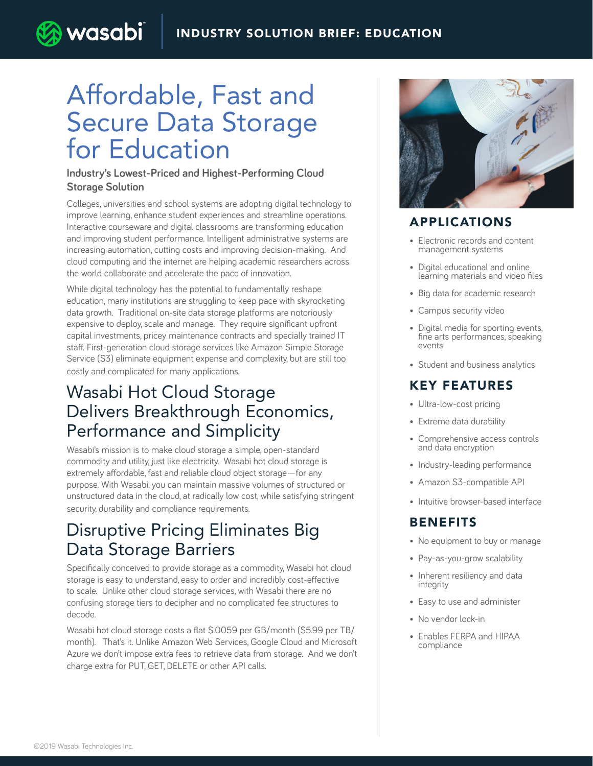# Affordable, Fast and Secure Data Storage for Education

**Industry's Lowest-Priced and Highest-Performing Cloud Storage Solution**

Colleges, universities and school systems are adopting digital technology to improve learning, enhance student experiences and streamline operations. Interactive courseware and digital classrooms are transforming education and improving student performance. Intelligent administrative systems are increasing automation, cutting costs and improving decision-making. And cloud computing and the internet are helping academic researchers across the world collaborate and accelerate the pace of innovation.

While digital technology has the potential to fundamentally reshape education, many institutions are struggling to keep pace with skyrocketing data growth. Traditional on-site data storage platforms are notoriously expensive to deploy, scale and manage. They require significant upfront capital investments, pricey maintenance contracts and specially trained IT staff. First-generation cloud storage services like Amazon Simple Storage Service (S3) eliminate equipment expense and complexity, but are still too costly and complicated for many applications.

## Wasabi Hot Cloud Storage Delivers Breakthrough Economics, Performance and Simplicity

Wasabi's mission is to make cloud storage a simple, open-standard commodity and utility, just like electricity. Wasabi hot cloud storage is extremely affordable, fast and reliable cloud object storage—for any purpose. With Wasabi, you can maintain massive volumes of structured or unstructured data in the cloud, at radically low cost, while satisfying stringent security, durability and compliance requirements.

## Disruptive Pricing Eliminates Big Data Storage Barriers

Specifically conceived to provide storage as a commodity, Wasabi hot cloud storage is easy to understand, easy to order and incredibly cost-effective to scale. Unlike other cloud storage services, with Wasabi there are no confusing storage tiers to decipher and no complicated fee structures to decode.

Wasabi hot cloud storage costs a flat $.0059 per GB/month ($5.99 per TB/month). That's it. Unlike Amazon Web Services, Google Cloud and Microsoft Azure we don't impose extra fees to retrieve data from storage. And we don't charge extra for PUT, GET, DELETE or other API calls.

## APPLICATIONS

- Electronic records and content management systems
- Digital educational and online learning materials and video files
- Big data for academic research
- Campus security video
- Digital media for sporting events, fine arts performances, speaking events
- Student and business analytics

## KEY FEATURES

- Ultra-low-cost pricing
- Extreme data durability
- Comprehensive access controls and data encryption
- Industry-leading performance
- Amazon S3-compatible API
- Intuitive browser-based interface

## BENEFITS

- No equipment to buy or manage
- Pay-as-you-grow scalability
- Inherent resiliency and data integrity
- Easy to use and administer
- No vendor lock-in
- Enables FERPA and HIPAA compliance

©2019 Wasabi Technologies Inc.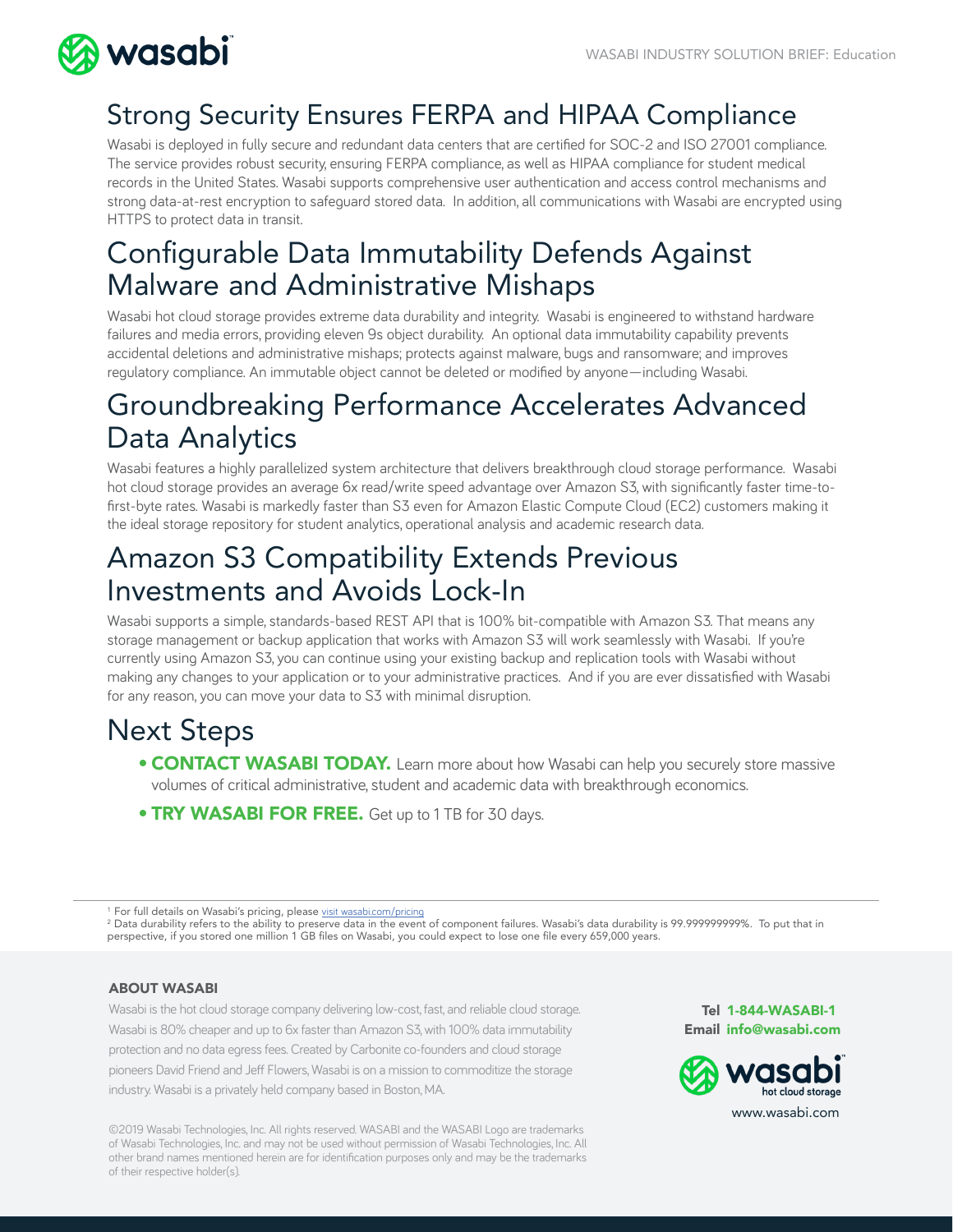## Strong Security Ensures FERPA and HIPAA Compliance

Wasabi is deployed in fully secure and redundant data centers that are certified for SOC-2 and ISO 27001 compliance. The service provides robust security, ensuring FERPA compliance, as well as HIPAA compliance for student medical records in the United States. Wasabi supports comprehensive user authentication and access control mechanisms and strong data-at-rest encryption to safeguard stored data. In addition, all communications with Wasabi are encrypted using HTTPS to protect data in transit.

## Configurable Data Immutability Defends Against Malware and Administrative Mishaps

Wasabi hot cloud storage provides extreme data durability and integrity. Wasabi is engineered to withstand hardware failures and media errors, providing eleven 9s object durability. An optional data immutability capability prevents accidental deletions and administrative mishaps; protects against malware, bugs and ransomware; and improves regulatory compliance. An immutable object cannot be deleted or modified by anyone—including Wasabi.

## Groundbreaking Performance Accelerates Advanced Data Analytics

Wasabi features a highly parallelized system architecture that delivers breakthrough cloud storage performance. Wasabi hot cloud storage provides an average 6x read/write speed advantage over Amazon S3, with significantly faster time-to-first-byte rates. Wasabi is markedly faster than S3 even for Amazon Elastic Compute Cloud (EC2) customers making it the ideal storage repository for student analytics, operational analysis and academic research data.

## Amazon S3 Compatibility Extends Previous Investments and Avoids Lock-In

Wasabi supports a simple, standards-based REST API that is 100% bit-compatible with Amazon S3. That means any storage management or backup application that works with Amazon S3 will work seamlessly with Wasabi. If you're currently using Amazon S3, you can continue using your existing backup and replication tools with Wasabi without making any changes to your application or to your administrative practices. And if you are ever dissatisfied with Wasabi for any reason, you can move your data to S3 with minimal disruption.

## Next Steps

- **CONTACT WASABI TODAY.** Learn more about how Wasabi can help you securely store massive volumes of critical administrative, student and academic data with breakthrough economics.
- **TRY WASABI FOR FREE.** Get up to 1 TB for 30 days.

[1] For full details on Wasabi's pricing, please visit wasabi.com/pricing

[2] Data durability refers to the ability to preserve data in the event of component failures. Wasabi's data durability is 99.999999999%. To put that in perspective, if you stored one million 1 GB files on Wasabi, you could expect to lose one file every 659,000 years.

### ABOUT WASABI

Wasabi is the hot cloud storage company delivering low-cost, fast, and reliable cloud storage. Wasabi is 80% cheaper and up to 6x faster than Amazon S3, with 100% data immutability protection and no data egress fees. Created by Carbonite co-founders and cloud storage pioneers David Friend and Jeff Flowers, Wasabi is on a mission to commoditize the storage industry. Wasabi is a privately held company based in Boston, MA.

©2019 Wasabi Technologies, Inc. All rights reserved. WASABI and the WASABI Logo are trademarks of Wasabi Technologies, Inc. and may not be used without permission of Wasabi Technologies, Inc. All other brand names mentioned herein are for identification purposes only and may be the trademarks of their respective holder(s).

**Tel** 1-844-WASABI-1
**Email** info@wasabi.com

wasabi hot cloud storage

www.wasabi.com